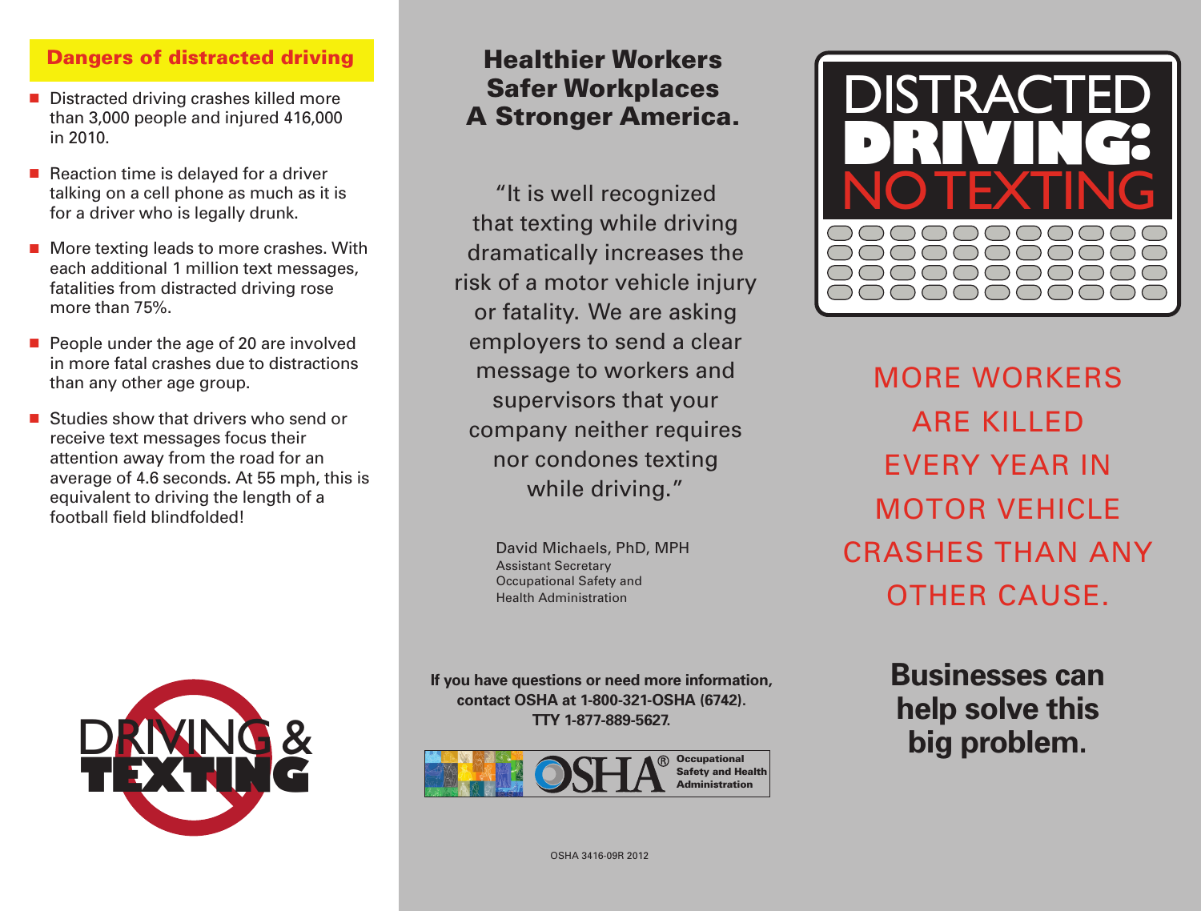## Dangers of distracted driving

- Distracted driving crashes killed more than 3,000 people and injured 416,000 in 2010.
- Reaction time is delayed for a driver talking on a cell phone as much as it is for a driver who is legally drunk.
- More texting leads to more crashes. With each additional 1 million text messages, fatalities from distracted driving rose more than 75%.
- People under the age of 20 are involved in more fatal crashes due to distractions than any other age group.
- Studies show that drivers who send or receive text messages focus their attention away from the road for an average of 4.6 seconds. At 55 mph, this is equivalent to driving the length of a football field blindfolded!

DRIVING & TEXTING

## Healthier Workers Safer Workplaces A Stronger America.

"It is well recognized that texting while driving dramatically increases the risk of a motor vehicle injury or fatality. We are asking employers to send a clear message to workers and supervisors that your company neither requires nor condones texting while driving."

David Michaels, PhD, MPH
Assistant Secretary
Occupational Safety and Health Administration

**If you have questions or need more information, contact OSHA at 1-800-321-OSHA (6742). TTY 1-877-889-5627.**

OSHA® Occupational Safety and Health Administration

OSHA 3416-09R 2012

# DISTRACTED DRIVING: NO TEXTING

MORE WORKERS ARE KILLED EVERY YEAR IN MOTOR VEHICLE CRASHES THAN ANY OTHER CAUSE.

**Businesses can help solve this big problem.**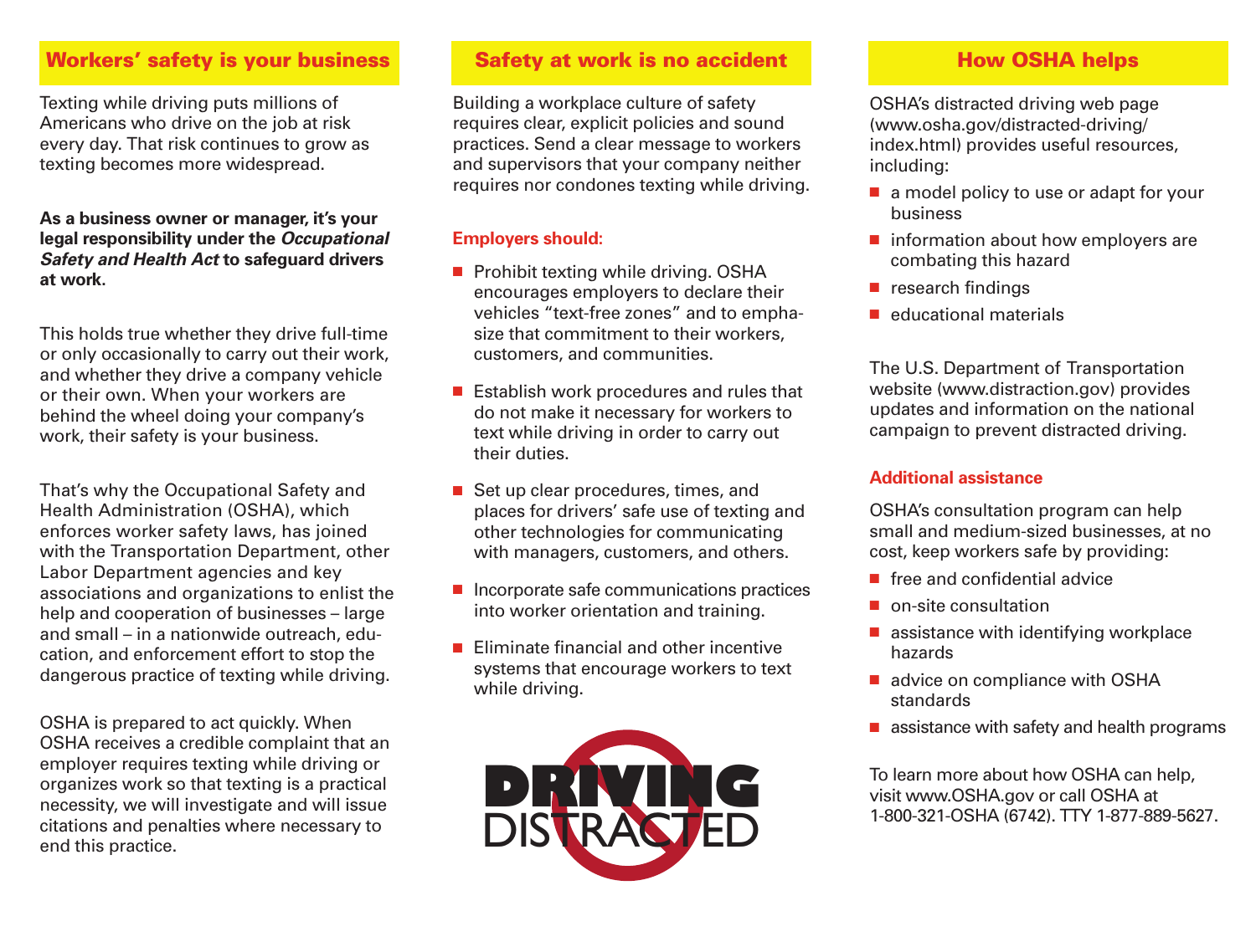## Workers' safety is your business

Texting while driving puts millions of Americans who drive on the job at risk every day. That risk continues to grow as texting becomes more widespread.

**As a business owner or manager, it's your legal responsibility under the *Occupational Safety and Health Act* to safeguard drivers at work.**

This holds true whether they drive full-time or only occasionally to carry out their work, and whether they drive a company vehicle or their own. When your workers are behind the wheel doing your company's work, their safety is your business.

That's why the Occupational Safety and Health Administration (OSHA), which enforces worker safety laws, has joined with the Transportation Department, other Labor Department agencies and key associations and organizations to enlist the help and cooperation of businesses – large and small – in a nationwide outreach, education, and enforcement effort to stop the dangerous practice of texting while driving.

OSHA is prepared to act quickly. When OSHA receives a credible complaint that an employer requires texting while driving or organizes work so that texting is a practical necessity, we will investigate and will issue citations and penalties where necessary to end this practice.

## Safety at work is no accident

Building a workplace culture of safety requires clear, explicit policies and sound practices. Send a clear message to workers and supervisors that your company neither requires nor condones texting while driving.

### Employers should:

- Prohibit texting while driving. OSHA encourages employers to declare their vehicles "text-free zones" and to emphasize that commitment to their workers, customers, and communities.
- Establish work procedures and rules that do not make it necessary for workers to text while driving in order to carry out their duties.
- Set up clear procedures, times, and places for drivers' safe use of texting and other technologies for communicating with managers, customers, and others.
- Incorporate safe communications practices into worker orientation and training.
- Eliminate financial and other incentive systems that encourage workers to text while driving.

DRIVING DISTRACTED

## How OSHA helps

OSHA's distracted driving web page (www.osha.gov/distracted-driving/index.html) provides useful resources, including:

- a model policy to use or adapt for your business
- information about how employers are combating this hazard
- research findings
- educational materials

The U.S. Department of Transportation website (www.distraction.gov) provides updates and information on the national campaign to prevent distracted driving.

### Additional assistance

OSHA's consultation program can help small and medium-sized businesses, at no cost, keep workers safe by providing:

- free and confidential advice
- on-site consultation
- assistance with identifying workplace hazards
- advice on compliance with OSHA standards
- assistance with safety and health programs

To learn more about how OSHA can help, visit www.OSHA.gov or call OSHA at 1-800-321-OSHA (6742). TTY 1-877-889-5627.